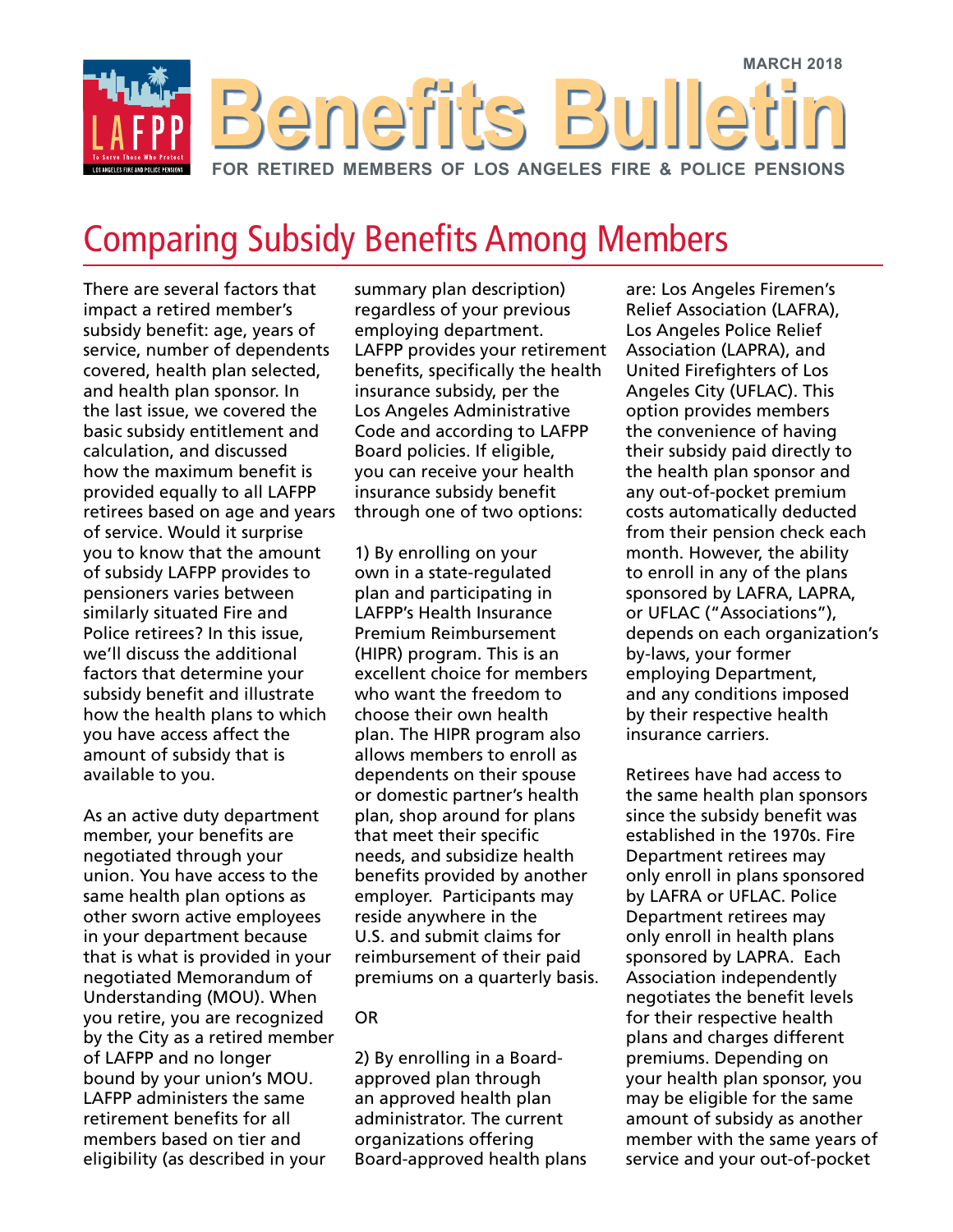MARCH 2018

# Benefits Bulletin

FOR RETIRED MEMBERS OF LOS ANGELES FIRE & POLICE PENSIONS

## Comparing Subsidy Benefits Among Members

There are several factors that impact a retired member's subsidy benefit: age, years of service, number of dependents covered, health plan selected, and health plan sponsor. In the last issue, we covered the basic subsidy entitlement and calculation, and discussed how the maximum benefit is provided equally to all LAFPP retirees based on age and years of service. Would it surprise you to know that the amount of subsidy LAFPP provides to pensioners varies between similarly situated Fire and Police retirees? In this issue, we'll discuss the additional factors that determine your subsidy benefit and illustrate how the health plans to which you have access affect the amount of subsidy that is available to you.

As an active duty department member, your benefits are negotiated through your union. You have access to the same health plan options as other sworn active employees in your department because that is what is provided in your negotiated Memorandum of Understanding (MOU). When you retire, you are recognized by the City as a retired member of LAFPP and no longer bound by your union's MOU. LAFPP administers the same retirement benefits for all members based on tier and eligibility (as described in your summary plan description) regardless of your previous employing department. LAFPP provides your retirement benefits, specifically the health insurance subsidy, per the Los Angeles Administrative Code and according to LAFPP Board policies. If eligible, you can receive your health insurance subsidy benefit through one of two options:

1) By enrolling on your own in a state-regulated plan and participating in LAFPP's Health Insurance Premium Reimbursement (HIPR) program. This is an excellent choice for members who want the freedom to choose their own health plan. The HIPR program also allows members to enroll as dependents on their spouse or domestic partner's health plan, shop around for plans that meet their specific needs, and subsidize health benefits provided by another employer. Participants may reside anywhere in the U.S. and submit claims for reimbursement of their paid premiums on a quarterly basis.

OR

2) By enrolling in a Board-approved plan through an approved health plan administrator. The current organizations offering Board-approved health plans are: Los Angeles Firemen's Relief Association (LAFRA), Los Angeles Police Relief Association (LAPRA), and United Firefighters of Los Angeles City (UFLAC). This option provides members the convenience of having their subsidy paid directly to the health plan sponsor and any out-of-pocket premium costs automatically deducted from their pension check each month. However, the ability to enroll in any of the plans sponsored by LAFRA, LAPRA, or UFLAC ("Associations"), depends on each organization's by-laws, your former employing Department, and any conditions imposed by their respective health insurance carriers.

Retirees have had access to the same health plan sponsors since the subsidy benefit was established in the 1970s. Fire Department retirees may only enroll in plans sponsored by LAFRA or UFLAC. Police Department retirees may only enroll in health plans sponsored by LAPRA. Each Association independently negotiates the benefit levels for their respective health plans and charges different premiums. Depending on your health plan sponsor, you may be eligible for the same amount of subsidy as another member with the same years of service and your out-of-pocket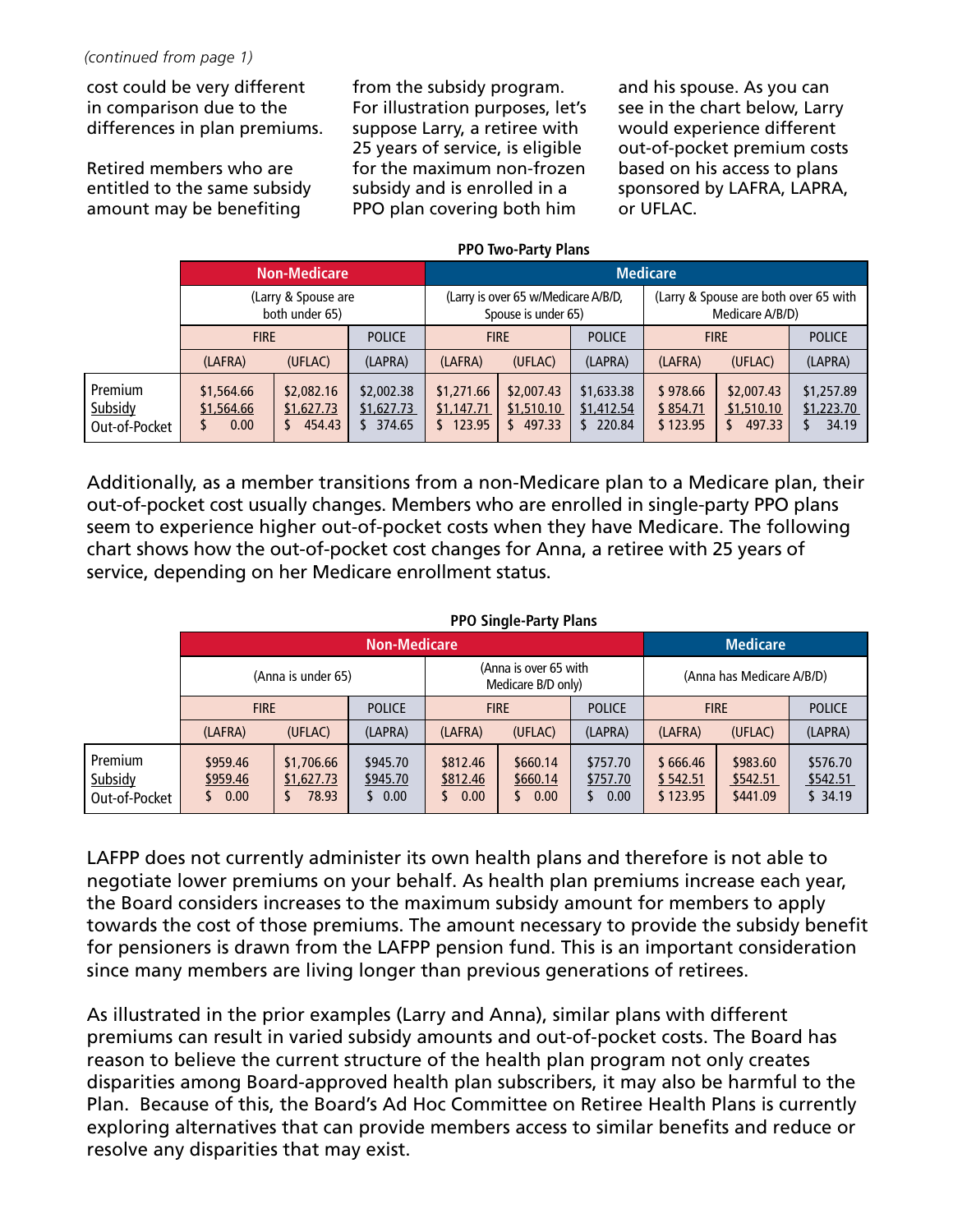*(continued from page 1)*

cost could be very different in comparison due to the differences in plan premiums.

Retired members who are entitled to the same subsidy amount may be benefiting from the subsidy program. For illustration purposes, let's suppose Larry, a retiree with 25 years of service, is eligible for the maximum non-frozen subsidy and is enrolled in a PPO plan covering both him and his spouse. As you can see in the chart below, Larry would experience different out-of-pocket premium costs based on his access to plans sponsored by LAFRA, LAPRA, or UFLAC.

**PPO Two-Party Plans**

| | Non-Medicare | | | Medicare | | | | | |
|---|---|---|---|---|---|---|---|---|---|
| | (Larry & Spouse are both under 65) | | | (Larry is over 65 w/Medicare A/B/D, Spouse is under 65) | | | (Larry & Spouse are both over 65 with Medicare A/B/D) | | |
| | FIRE | | POLICE | FIRE | | POLICE | FIRE | | POLICE |
| | (LAFRA) | (UFLAC) | (LAPRA) | (LAFRA) | (UFLAC) | (LAPRA) | (LAFRA) | (UFLAC) | (LAPRA) |
| Premium | $1,564.66 | $2,082.16 | $2,002.38 | $1,271.66 | $2,007.43 | $1,633.38 | $ 978.66 | $2,007.43 | $1,257.89 |
| Subsidy | $1,564.66 | $1,627.73 | $1,627.73 | $1,147.71 | $1,510.10 | $1,412.54 | $ 854.71 | $1,510.10 | $1,223.70 |
| Out-of-Pocket | $ 0.00 | $ 454.43 | $ 374.65 | $ 123.95 | $ 497.33 | $ 220.84 | $ 123.95 | $ 497.33 | $ 34.19 |

Additionally, as a member transitions from a non-Medicare plan to a Medicare plan, their out-of-pocket cost usually changes. Members who are enrolled in single-party PPO plans seem to experience higher out-of-pocket costs when they have Medicare. The following chart shows how the out-of-pocket cost changes for Anna, a retiree with 25 years of service, depending on her Medicare enrollment status.

**PPO Single-Party Plans**

| | Non-Medicare | | | | | | Medicare | | |
|---|---|---|---|---|---|---|---|---|---|
| | (Anna is under 65) | | | (Anna is over 65 with Medicare B/D only) | | | (Anna has Medicare A/B/D) | | |
| | FIRE | | POLICE | FIRE | | POLICE | FIRE | | POLICE |
| | (LAFRA) | (UFLAC) | (LAPRA) | (LAFRA) | (UFLAC) | (LAPRA) | (LAFRA) | (UFLAC) | (LAPRA) |
| Premium | $959.46 | $1,706.66 | $945.70 | $812.46 | $660.14 | $757.70 | $ 666.46 | $983.60 | $576.70 |
| Subsidy | $959.46 | $1,627.73 | $945.70 | $812.46 | $660.14 | $757.70 | $ 542.51 | $542.51 | $542.51 |
| Out-of-Pocket | $ 0.00 | $ 78.93 | $ 0.00 | $ 0.00 | $ 0.00 | $ 0.00 | $ 123.95 | $441.09 | $ 34.19 |

LAFPP does not currently administer its own health plans and therefore is not able to negotiate lower premiums on your behalf. As health plan premiums increase each year, the Board considers increases to the maximum subsidy amount for members to apply towards the cost of those premiums. The amount necessary to provide the subsidy benefit for pensioners is drawn from the LAFPP pension fund. This is an important consideration since many members are living longer than previous generations of retirees.

As illustrated in the prior examples (Larry and Anna), similar plans with different premiums can result in varied subsidy amounts and out-of-pocket costs. The Board has reason to believe the current structure of the health plan program not only creates disparities among Board-approved health plan subscribers, it may also be harmful to the Plan. Because of this, the Board's Ad Hoc Committee on Retiree Health Plans is currently exploring alternatives that can provide members access to similar benefits and reduce or resolve any disparities that may exist.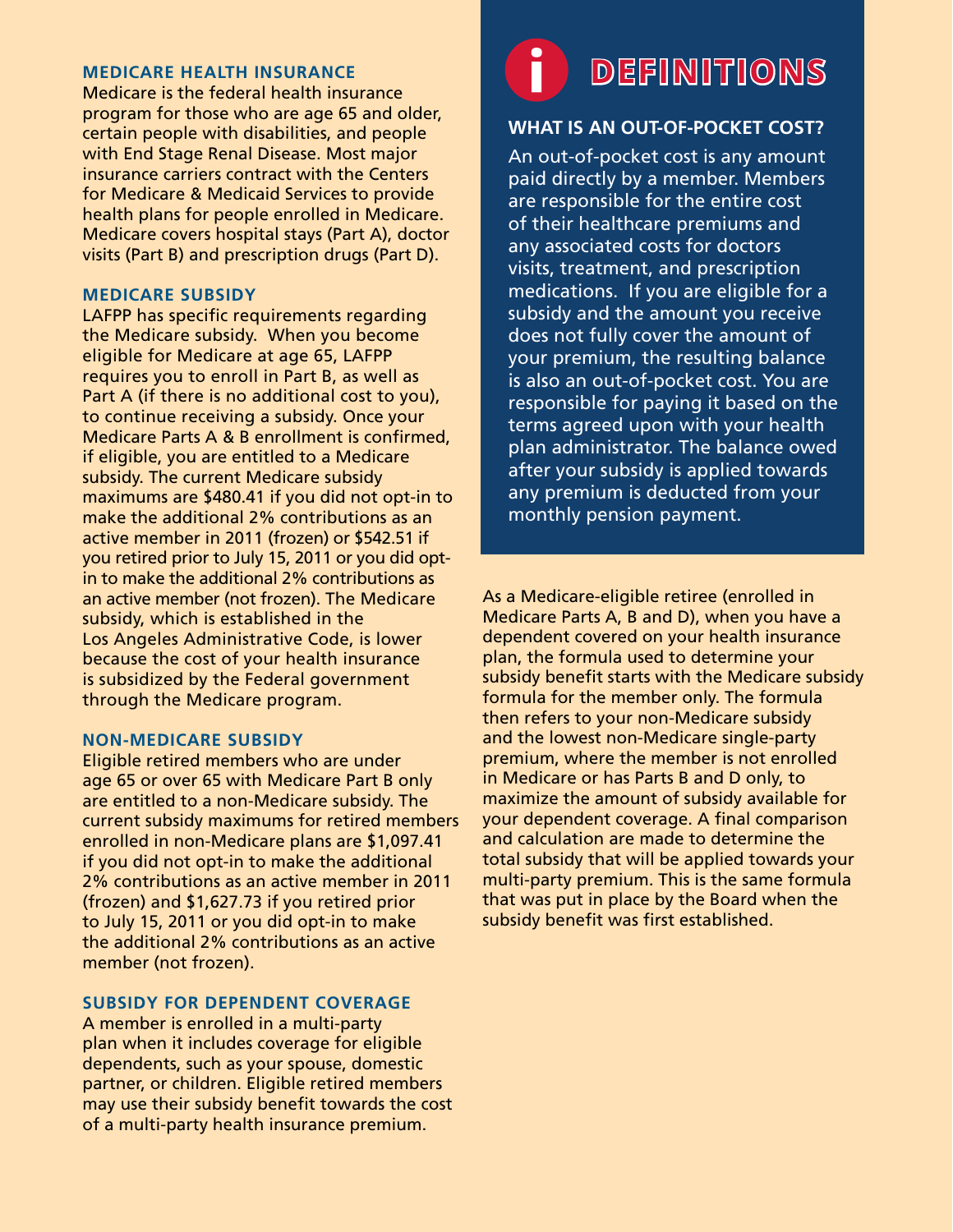## MEDICARE HEALTH INSURANCE

Medicare is the federal health insurance program for those who are age 65 and older, certain people with disabilities, and people with End Stage Renal Disease. Most major insurance carriers contract with the Centers for Medicare & Medicaid Services to provide health plans for people enrolled in Medicare. Medicare covers hospital stays (Part A), doctor visits (Part B) and prescription drugs (Part D).

## MEDICARE SUBSIDY

LAFPP has specific requirements regarding the Medicare subsidy. When you become eligible for Medicare at age 65, LAFPP requires you to enroll in Part B, as well as Part A (if there is no additional cost to you), to continue receiving a subsidy. Once your Medicare Parts A & B enrollment is confirmed, if eligible, you are entitled to a Medicare subsidy. The current Medicare subsidy maximums are $480.41 if you did not opt-in to make the additional 2% contributions as an active member in 2011 (frozen) or $542.51 if you retired prior to July 15, 2011 or you did opt-in to make the additional 2% contributions as an active member (not frozen). The Medicare subsidy, which is established in the Los Angeles Administrative Code, is lower because the cost of your health insurance is subsidized by the Federal government through the Medicare program.

## NON-MEDICARE SUBSIDY

Eligible retired members who are under age 65 or over 65 with Medicare Part B only are entitled to a non-Medicare subsidy. The current subsidy maximums for retired members enrolled in non-Medicare plans are $1,097.41 if you did not opt-in to make the additional 2% contributions as an active member in 2011 (frozen) and $1,627.73 if you retired prior to July 15, 2011 or you did opt-in to make the additional 2% contributions as an active member (not frozen).

## SUBSIDY FOR DEPENDENT COVERAGE

A member is enrolled in a multi-party plan when it includes coverage for eligible dependents, such as your spouse, domestic partner, or children. Eligible retired members may use their subsidy benefit towards the cost of a multi-party health insurance premium.

# DEFINITIONS

### WHAT IS AN OUT-OF-POCKET COST?

An out-of-pocket cost is any amount paid directly by a member. Members are responsible for the entire cost of their healthcare premiums and any associated costs for doctors visits, treatment, and prescription medications. If you are eligible for a subsidy and the amount you receive does not fully cover the amount of your premium, the resulting balance is also an out-of-pocket cost. You are responsible for paying it based on the terms agreed upon with your health plan administrator. The balance owed after your subsidy is applied towards any premium is deducted from your monthly pension payment.

As a Medicare-eligible retiree (enrolled in Medicare Parts A, B and D), when you have a dependent covered on your health insurance plan, the formula used to determine your subsidy benefit starts with the Medicare subsidy formula for the member only. The formula then refers to your non-Medicare subsidy and the lowest non-Medicare single-party premium, where the member is not enrolled in Medicare or has Parts B and D only, to maximize the amount of subsidy available for your dependent coverage. A final comparison and calculation are made to determine the total subsidy that will be applied towards your multi-party premium. This is the same formula that was put in place by the Board when the subsidy benefit was first established.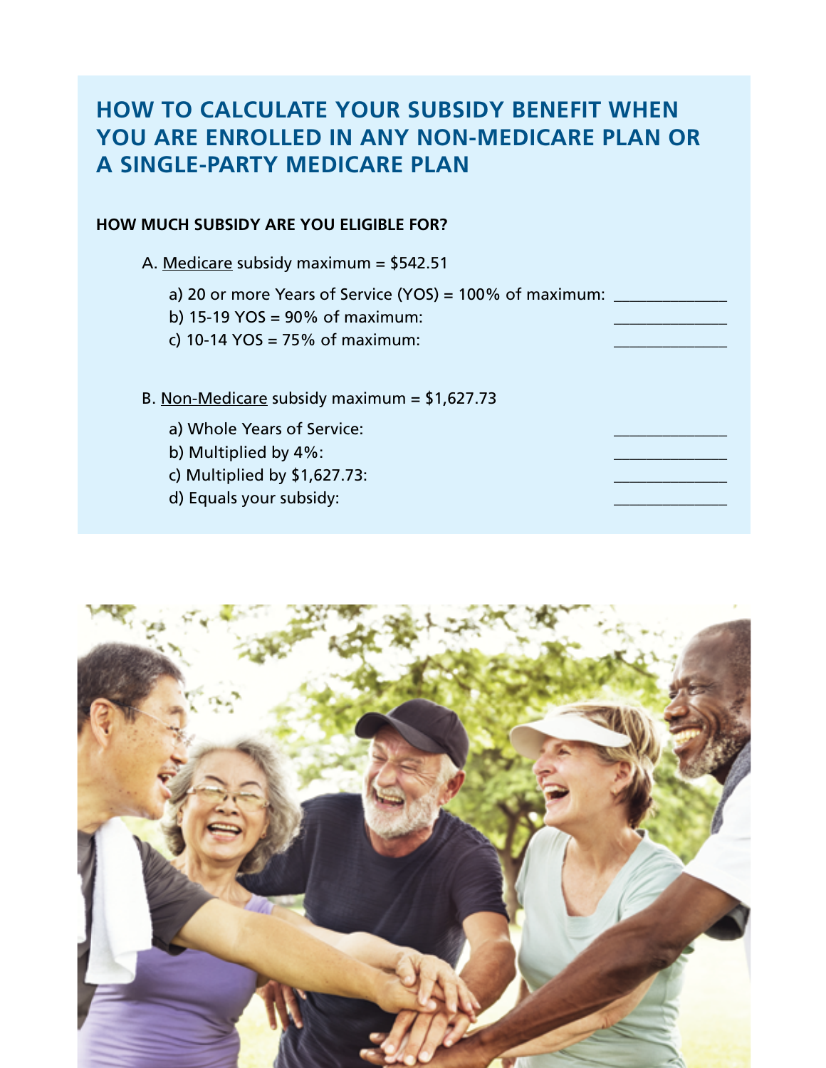## HOW TO CALCULATE YOUR SUBSIDY BENEFIT WHEN YOU ARE ENROLLED IN ANY NON-MEDICARE PLAN OR A SINGLE-PARTY MEDICARE PLAN

**HOW MUCH SUBSIDY ARE YOU ELIGIBLE FOR?**

A. Medicare subsidy maximum = $542.51

- a) 20 or more Years of Service (YOS) = 100% of maximum: _______________
- b) 15-19 YOS = 90% of maximum: _______________
- c) 10-14 YOS = 75% of maximum: _______________

B. Non-Medicare subsidy maximum = $1,627.73

- a) Whole Years of Service: _______________
- b) Multiplied by 4%: _______________
- c) Multiplied by $1,627.73: _______________
- d) Equals your subsidy: _______________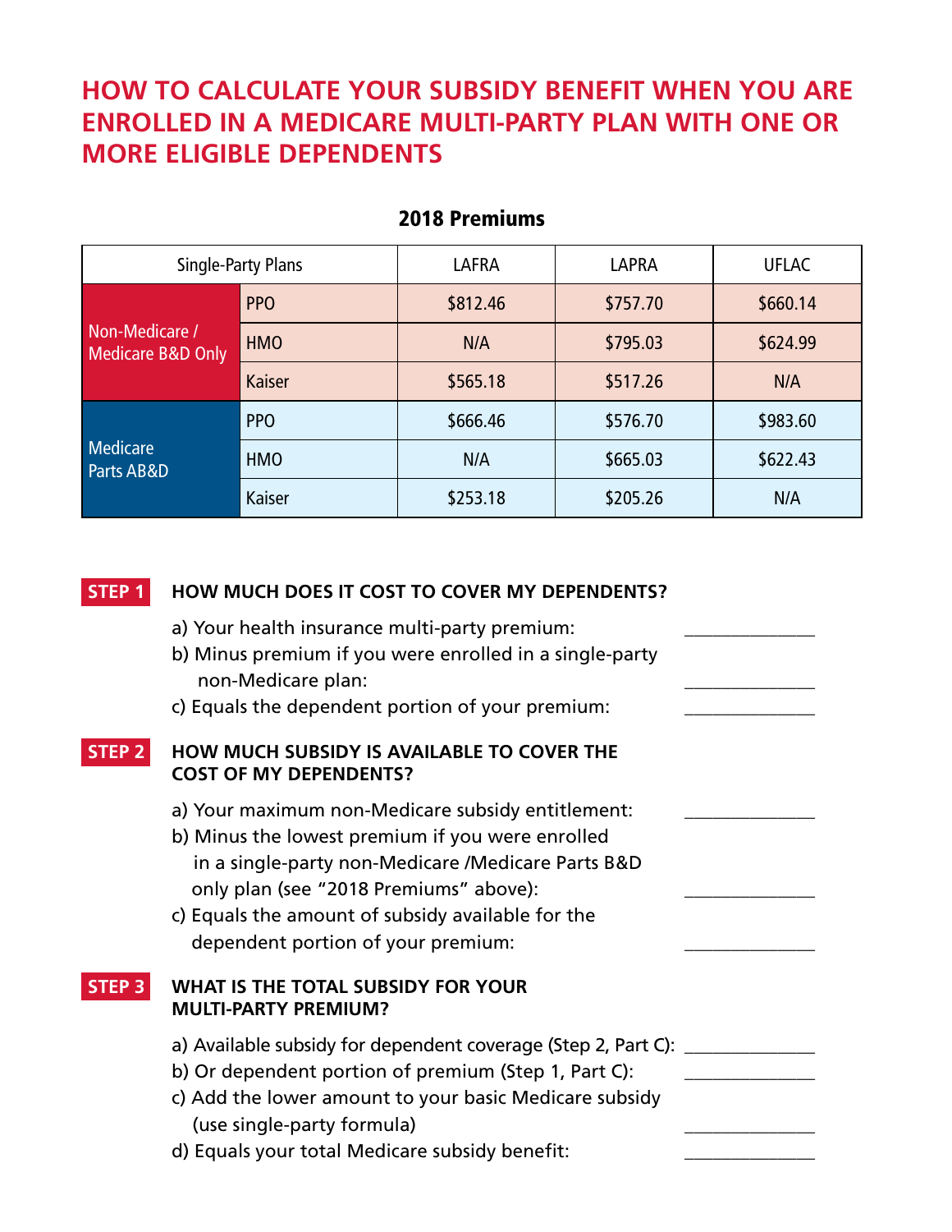# HOW TO CALCULATE YOUR SUBSIDY BENEFIT WHEN YOU ARE ENROLLED IN A MEDICARE MULTI-PARTY PLAN WITH ONE OR MORE ELIGIBLE DEPENDENTS

**2018 Premiums**

| Single-Party Plans | | LAFRA | LAPRA | UFLAC |
|---|---|---|---|---|
| Non-Medicare / Medicare B&D Only | PPO | $812.46 | $757.70 | $660.14 |
| | HMO | N/A | $795.03 | $624.99 |
| | Kaiser | $565.18 | $517.26 | N/A |
| Medicare Parts AB&D | PPO | $666.46 | $576.70 | $983.60 |
| | HMO | N/A | $665.03 | $622.43 |
| | Kaiser | $253.18 | $205.26 | N/A |

**STEP 1** **HOW MUCH DOES IT COST TO COVER MY DEPENDENTS?**

a) Your health insurance multi-party premium: ______________

b) Minus premium if you were enrolled in a single-party non-Medicare plan: ______________

c) Equals the dependent portion of your premium: ______________

**STEP 2** **HOW MUCH SUBSIDY IS AVAILABLE TO COVER THE COST OF MY DEPENDENTS?**

a) Your maximum non-Medicare subsidy entitlement: ______________

b) Minus the lowest premium if you were enrolled in a single-party non-Medicare /Medicare Parts B&D only plan (see "2018 Premiums" above): ______________

c) Equals the amount of subsidy available for the dependent portion of your premium: ______________

**STEP 3** **WHAT IS THE TOTAL SUBSIDY FOR YOUR MULTI-PARTY PREMIUM?**

a) Available subsidy for dependent coverage (Step 2, Part C): ______________

b) Or dependent portion of premium (Step 1, Part C): ______________

c) Add the lower amount to your basic Medicare subsidy (use single-party formula) ______________

d) Equals your total Medicare subsidy benefit: ______________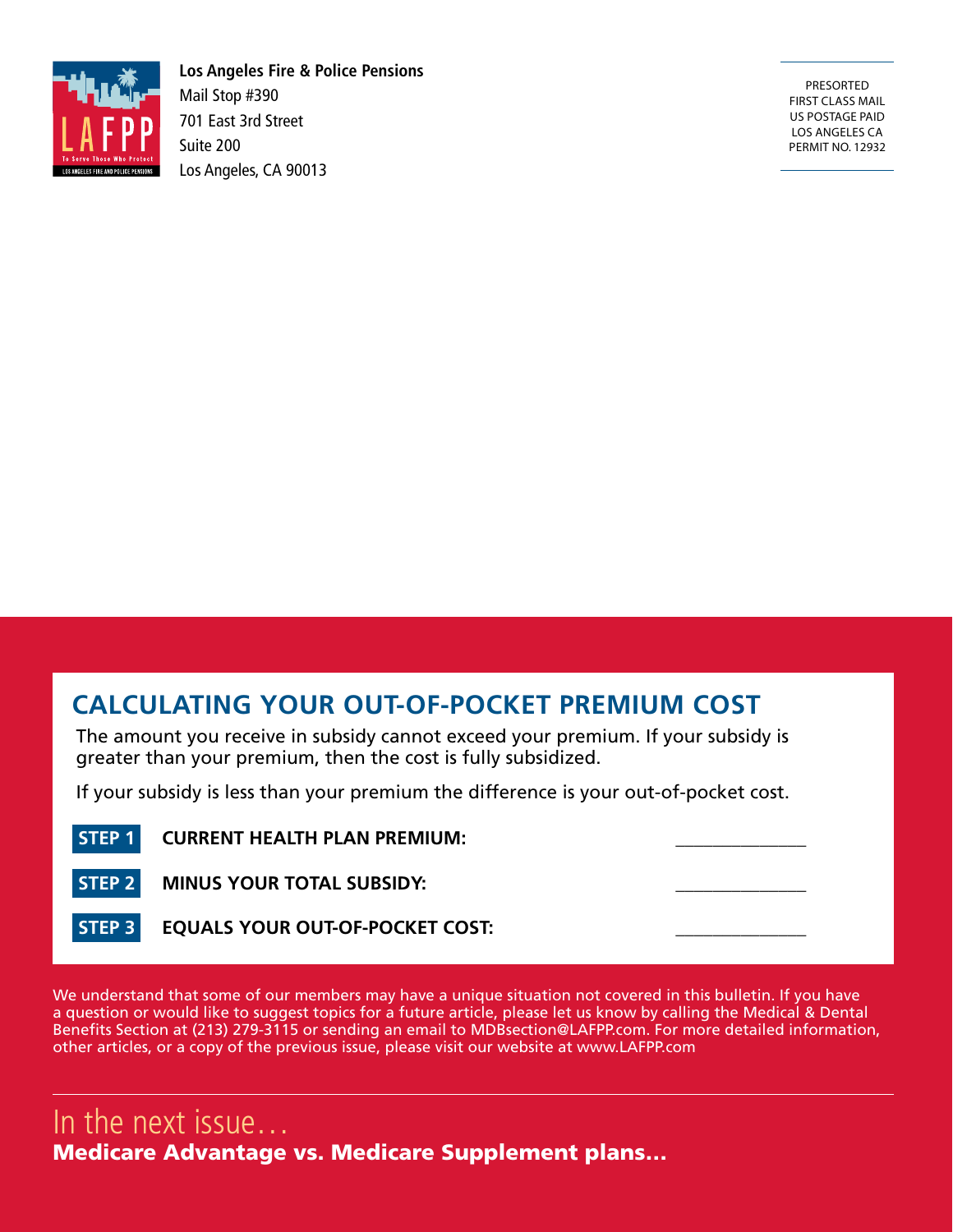**Los Angeles Fire & Police Pensions**
Mail Stop #390
701 East 3rd Street
Suite 200
Los Angeles, CA 90013

PRESORTED
FIRST CLASS MAIL
US POSTAGE PAID
LOS ANGELES CA
PERMIT NO. 12932

## CALCULATING YOUR OUT-OF-POCKET PREMIUM COST

The amount you receive in subsidy cannot exceed your premium. If your subsidy is greater than your premium, then the cost is fully subsidized.

If your subsidy is less than your premium the difference is your out-of-pocket cost.

**STEP 1** **CURRENT HEALTH PLAN PREMIUM:** ______________

**STEP 2** **MINUS YOUR TOTAL SUBSIDY:** ______________

**STEP 3** **EQUALS YOUR OUT-OF-POCKET COST:** ______________

We understand that some of our members may have a unique situation not covered in this bulletin. If you have a question or would like to suggest topics for a future article, please let us know by calling the Medical & Dental Benefits Section at (213) 279-3115 or sending an email to MDBsection@LAFPP.com. For more detailed information, other articles, or a copy of the previous issue, please visit our website at www.LAFPP.com

## In the next issue…

**Medicare Advantage vs. Medicare Supplement plans…**